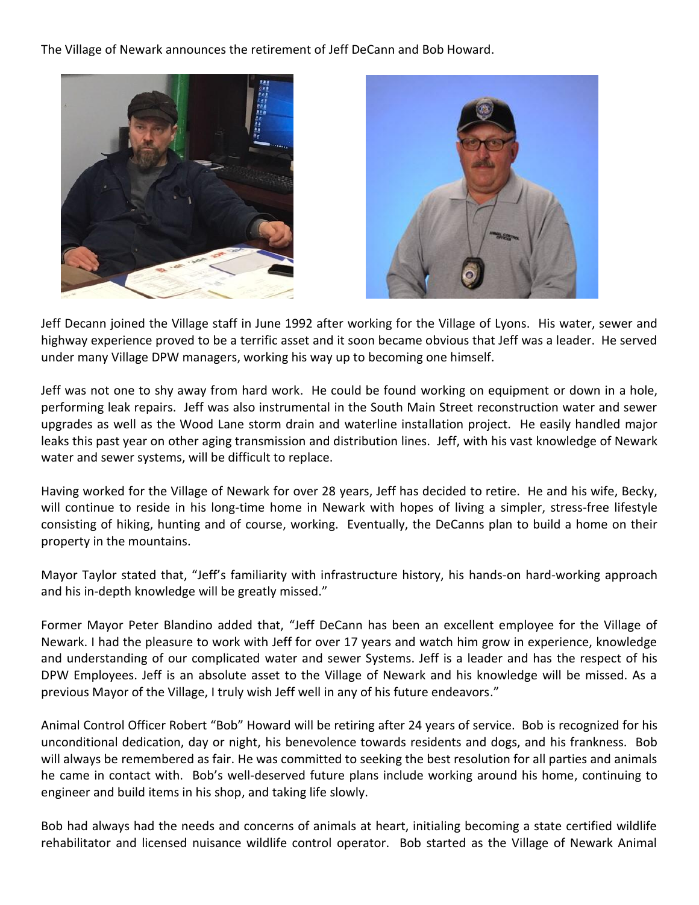The Village of Newark announces the retirement of Jeff DeCann and Bob Howard.

Jeff Decann joined the Village staff in June 1992 after working for the Village of Lyons. His water, sewer and highway experience proved to be a terrific asset and it soon became obvious that Jeff was a leader. He served under many Village DPW managers, working his way up to becoming one himself.

Jeff was not one to shy away from hard work. He could be found working on equipment or down in a hole, performing leak repairs. Jeff was also instrumental in the South Main Street reconstruction water and sewer upgrades as well as the Wood Lane storm drain and waterline installation project. He easily handled major leaks this past year on other aging transmission and distribution lines. Jeff, with his vast knowledge of Newark water and sewer systems, will be difficult to replace.

Having worked for the Village of Newark for over 28 years, Jeff has decided to retire. He and his wife, Becky, will continue to reside in his long-time home in Newark with hopes of living a simpler, stress-free lifestyle consisting of hiking, hunting and of course, working. Eventually, the DeCanns plan to build a home on their property in the mountains.

Mayor Taylor stated that, "Jeff's familiarity with infrastructure history, his hands-on hard-working approach and his in-depth knowledge will be greatly missed."

Former Mayor Peter Blandino added that, "Jeff DeCann has been an excellent employee for the Village of Newark. I had the pleasure to work with Jeff for over 17 years and watch him grow in experience, knowledge and understanding of our complicated water and sewer Systems. Jeff is a leader and has the respect of his DPW Employees. Jeff is an absolute asset to the Village of Newark and his knowledge will be missed. As a previous Mayor of the Village, I truly wish Jeff well in any of his future endeavors."

Animal Control Officer Robert "Bob" Howard will be retiring after 24 years of service. Bob is recognized for his unconditional dedication, day or night, his benevolence towards residents and dogs, and his frankness. Bob will always be remembered as fair. He was committed to seeking the best resolution for all parties and animals he came in contact with. Bob's well-deserved future plans include working around his home, continuing to engineer and build items in his shop, and taking life slowly.

Bob had always had the needs and concerns of animals at heart, initialing becoming a state certified wildlife rehabilitator and licensed nuisance wildlife control operator. Bob started as the Village of Newark Animal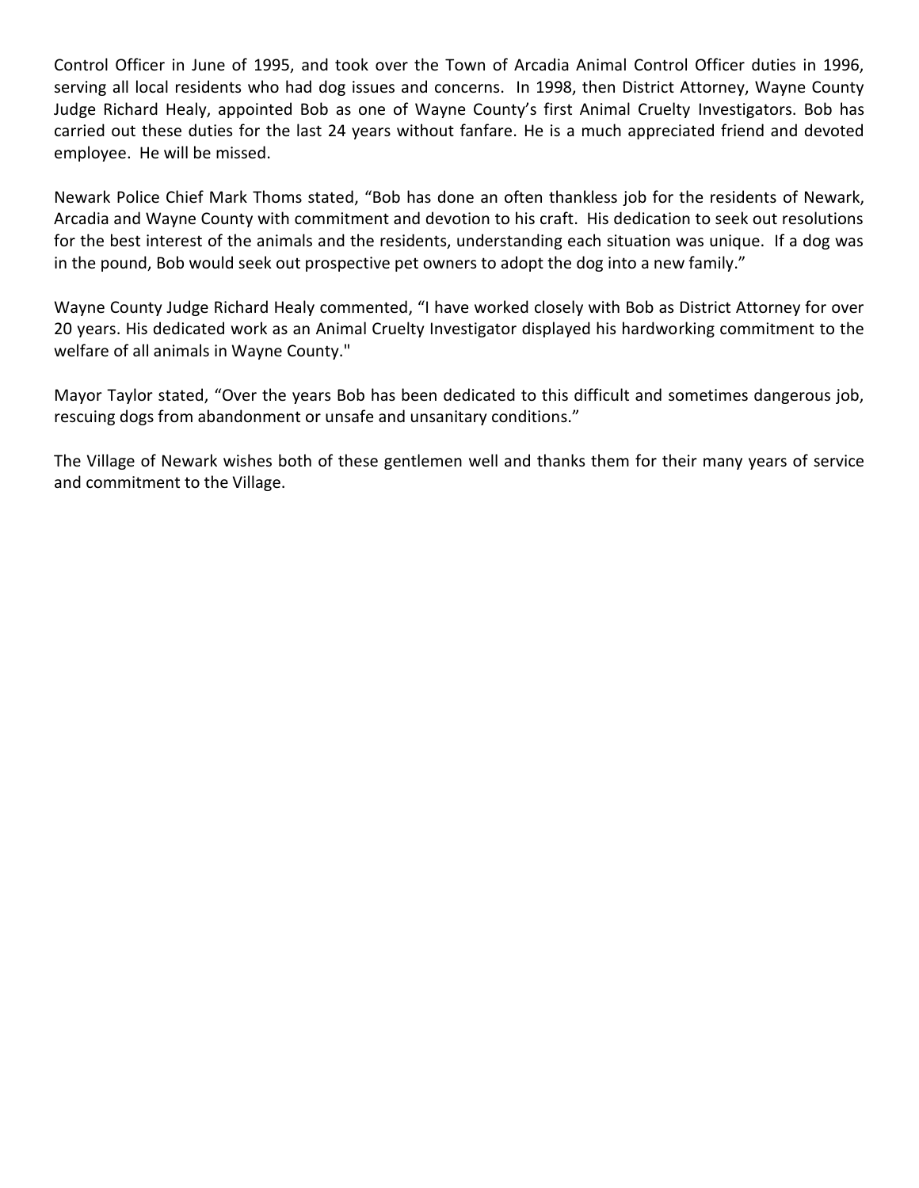Control Officer in June of 1995, and took over the Town of Arcadia Animal Control Officer duties in 1996, serving all local residents who had dog issues and concerns. In 1998, then District Attorney, Wayne County Judge Richard Healy, appointed Bob as one of Wayne County's first Animal Cruelty Investigators. Bob has carried out these duties for the last 24 years without fanfare. He is a much appreciated friend and devoted employee. He will be missed.

Newark Police Chief Mark Thoms stated, "Bob has done an often thankless job for the residents of Newark, Arcadia and Wayne County with commitment and devotion to his craft. His dedication to seek out resolutions for the best interest of the animals and the residents, understanding each situation was unique. If a dog was in the pound, Bob would seek out prospective pet owners to adopt the dog into a new family."

Wayne County Judge Richard Healy commented, "I have worked closely with Bob as District Attorney for over 20 years. His dedicated work as an Animal Cruelty Investigator displayed his hardworking commitment to the welfare of all animals in Wayne County."

Mayor Taylor stated, "Over the years Bob has been dedicated to this difficult and sometimes dangerous job, rescuing dogs from abandonment or unsafe and unsanitary conditions."

The Village of Newark wishes both of these gentlemen well and thanks them for their many years of service and commitment to the Village.